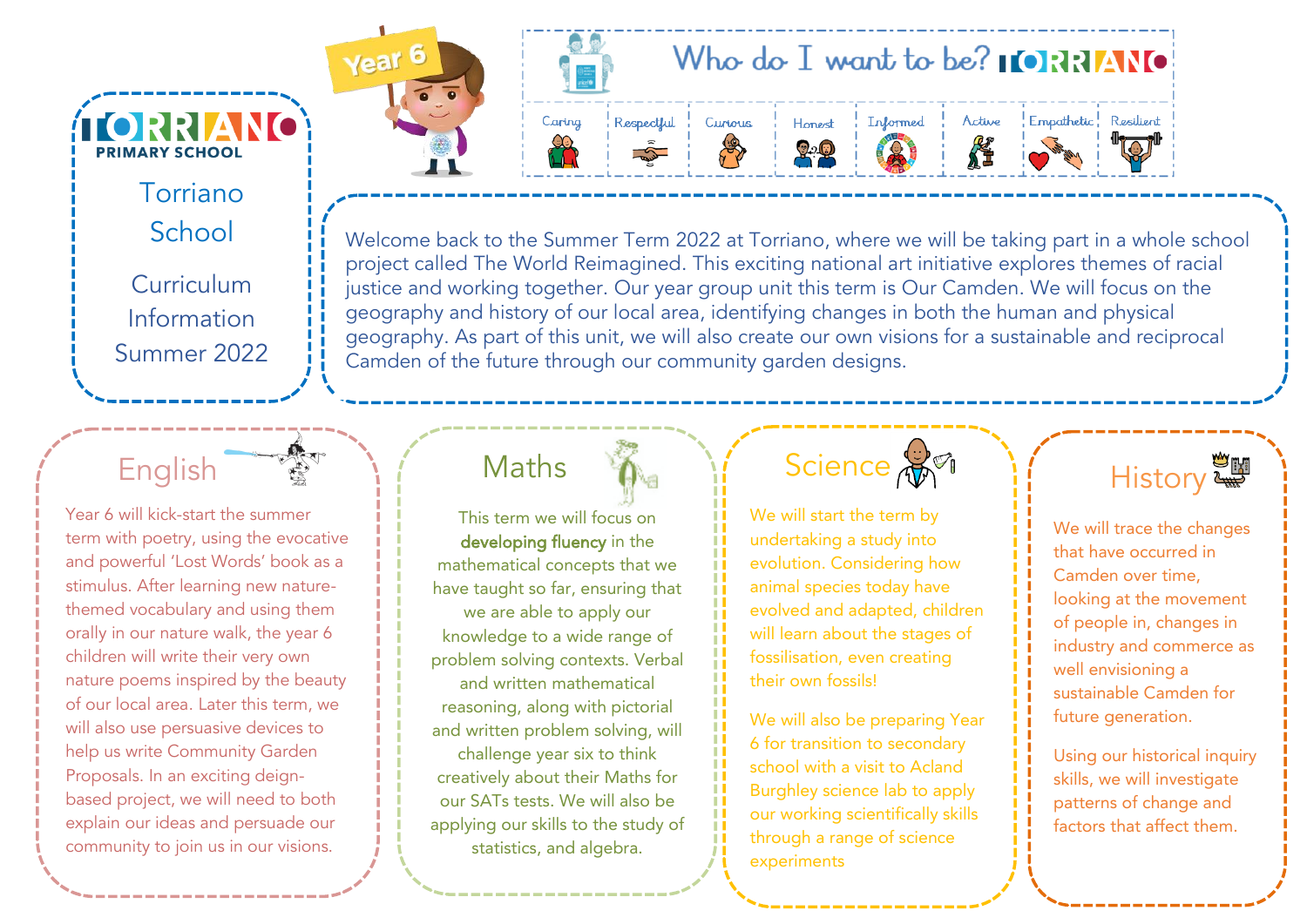# Torriano Primary School

## Torriano School

Curriculum Information Summer 2022

Year 6

## Who do I want to be? TORRIANO

Caring | Respectful | Curious | Honest | Informed | Active | Empathetic | Resilient

Welcome back to the Summer Term 2022 at Torriano, where we will be taking part in a whole school project called The World Reimagined. This exciting national art initiative explores themes of racial justice and working together. Our year group unit this term is Our Camden. We will focus on the geography and history of our local area, identifying changes in both the human and physical geography. As part of this unit, we will also create our own visions for a sustainable and reciprocal Camden of the future through our community garden designs.

## English

Year 6 will kick-start the summer term with poetry, using the evocative and powerful 'Lost Words' book as a stimulus. After learning new nature-themed vocabulary and using them orally in our nature walk, the year 6 children will write their very own nature poems inspired by the beauty of our local area. Later this term, we will also use persuasive devices to help us write Community Garden Proposals. In an exciting deign-based project, we will need to both explain our ideas and persuade our community to join us in our visions.

## Maths

This term we will focus on **developing fluency** in the mathematical concepts that we have taught so far, ensuring that we are able to apply our knowledge to a wide range of problem solving contexts. Verbal and written mathematical reasoning, along with pictorial and written problem solving, will challenge year six to think creatively about their Maths for our SATs tests. We will also be applying our skills to the study of statistics, and algebra.

## Science

We will start the term by undertaking a study into evolution. Considering how animal species today have evolved and adapted, children will learn about the stages of fossilisation, even creating their own fossils!

We will also be preparing Year 6 for transition to secondary school with a visit to Acland Burghley science lab to apply our working scientifically skills through a range of science experiments

## History

We will trace the changes that have occurred in Camden over time, looking at the movement of people in, changes in industry and commerce as well envisioning a sustainable Camden for future generation.

Using our historical inquiry skills, we will investigate patterns of change and factors that affect them.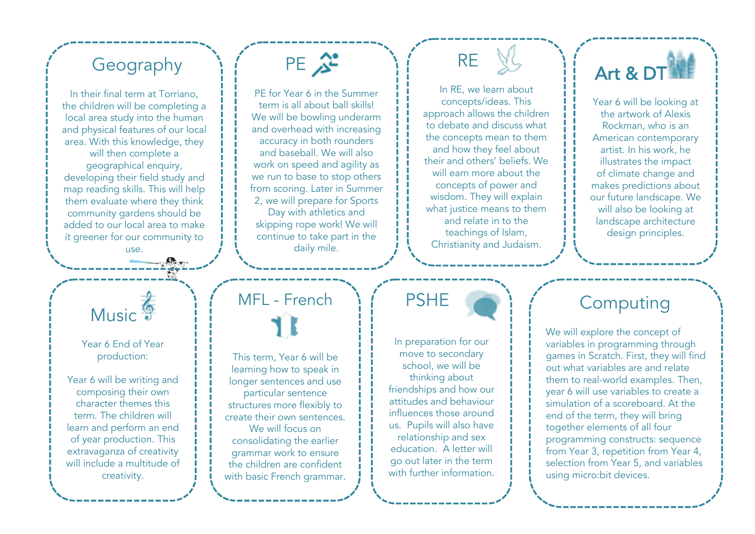## Geography

In their final term at Torriano, the children will be completing a local area study into the human and physical features of our local area. With this knowledge, they will then complete a geographical enquiry, developing their field study and map reading skills. This will help them evaluate where they think community gardens should be added to our local area to make it greener for our community to use.

## PE

PE for Year 6 in the Summer term is all about ball skills! We will be bowling underarm and overhead with increasing accuracy in both rounders and baseball. We will also work on speed and agility as we run to base to stop others from scoring. Later in Summer 2, we will prepare for Sports Day with athletics and skipping rope work! We will continue to take part in the daily mile.

## RE

In RE, we learn about concepts/ideas. This approach allows the children to debate and discuss what the concepts mean to them and how they feel about their and others' beliefs. We will earn more about the concepts of power and wisdom. They will explain what justice means to them and relate in to the teachings of Islam, Christianity and Judaism.

## Art & DT

Year 6 will be looking at the artwork of Alexis Rockman, who is an American contemporary artist. In his work, he illustrates the impact of climate change and makes predictions about our future landscape. We will also be looking at landscape architecture design principles.

## Music

Year 6 End of Year production:

Year 6 will be writing and composing their own character themes this term. The children will learn and perform an end of year production. This extravaganza of creativity will include a multitude of creativity.

## MFL - French

This term, Year 6 will be learning how to speak in longer sentences and use particular sentence structures more flexibly to create their own sentences. We will focus on consolidating the earlier grammar work to ensure the children are confident with basic French grammar.

## PSHE

In preparation for our move to secondary school, we will be thinking about friendships and how our attitudes and behaviour influences those around us. Pupils will also have relationship and sex education. A letter will go out later in the term with further information.

## Computing

We will explore the concept of variables in programming through games in Scratch. First, they will find out what variables are and relate them to real-world examples. Then, year 6 will use variables to create a simulation of a scoreboard. At the end of the term, they will bring together elements of all four programming constructs: sequence from Year 3, repetition from Year 4, selection from Year 5, and variables using micro:bit devices.